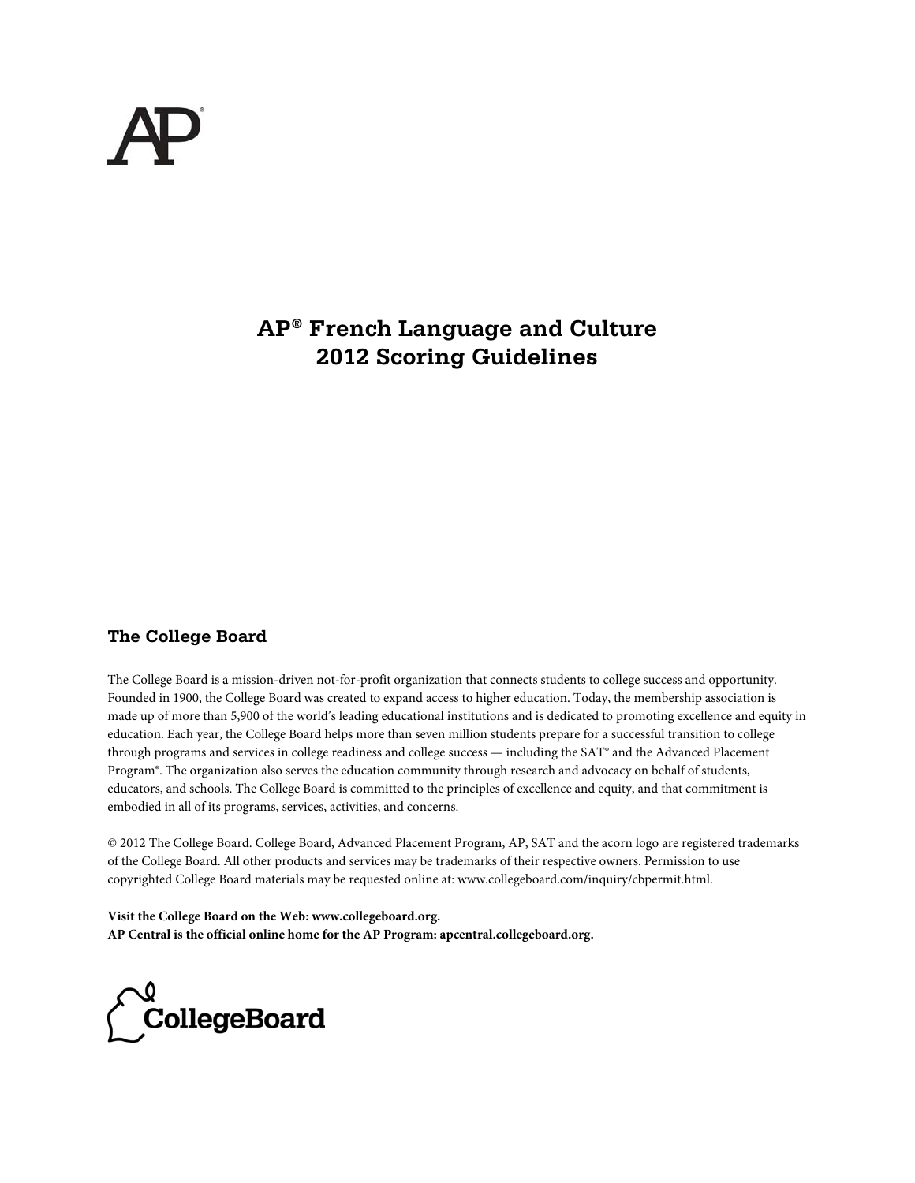# AP® French Language and Culture 2012 Scoring Guidelines

## The College Board

The College Board is a mission-driven not-for-profit organization that connects students to college success and opportunity. Founded in 1900, the College Board was created to expand access to higher education. Today, the membership association is made up of more than 5,900 of the world's leading educational institutions and is dedicated to promoting excellence and equity in education. Each year, the College Board helps more than seven million students prepare for a successful transition to college through programs and services in college readiness and college success — including the SAT® and the Advanced Placement Program®. The organization also serves the education community through research and advocacy on behalf of students, educators, and schools. The College Board is committed to the principles of excellence and equity, and that commitment is embodied in all of its programs, services, activities, and concerns.

© 2012 The College Board. College Board, Advanced Placement Program, AP, SAT and the acorn logo are registered trademarks of the College Board. All other products and services may be trademarks of their respective owners. Permission to use copyrighted College Board materials may be requested online at: www.collegeboard.com/inquiry/cbpermit.html.

**Visit the College Board on the Web: www.collegeboard.org.**
**AP Central is the official online home for the AP Program: apcentral.collegeboard.org.**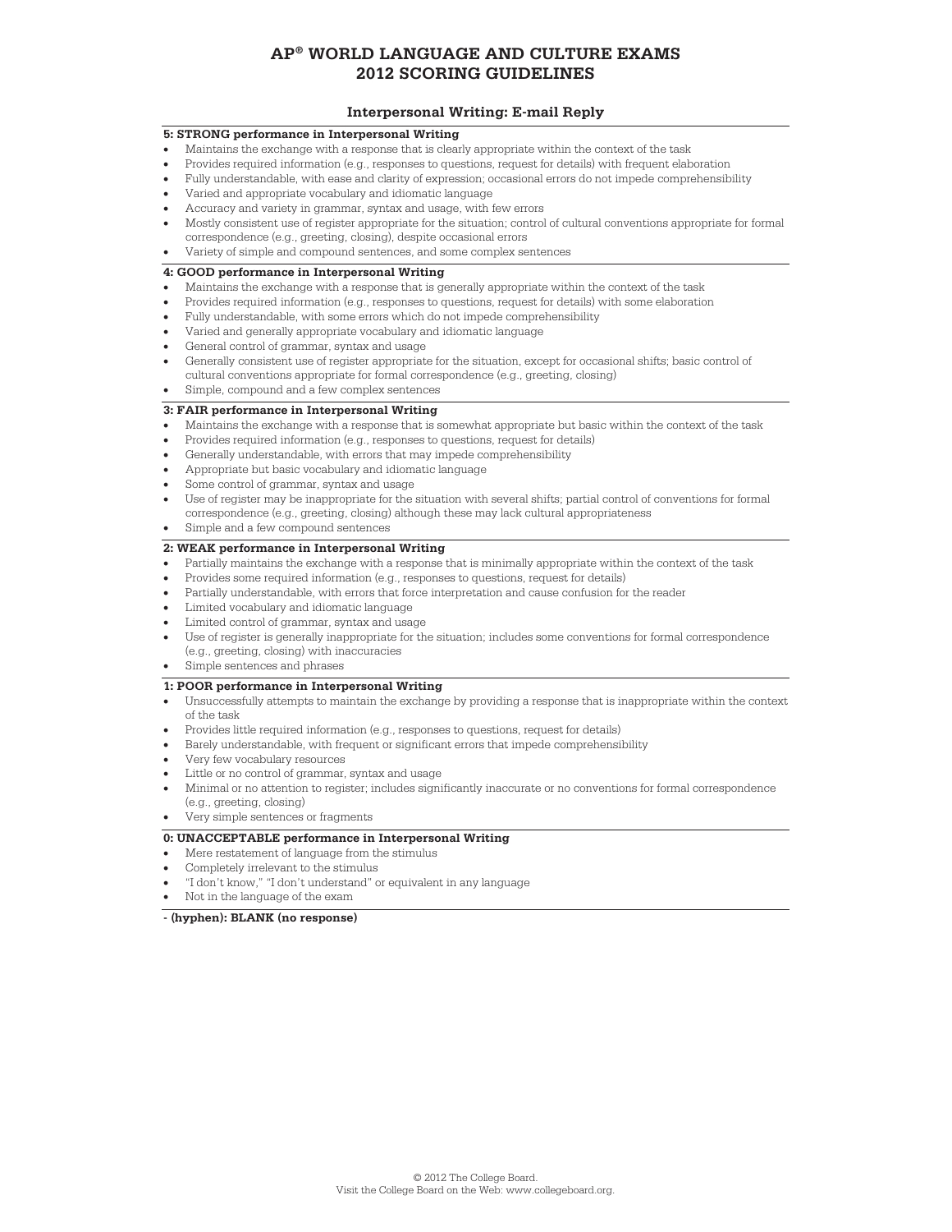# AP® WORLD LANGUAGE AND CULTURE EXAMS
# 2012 SCORING GUIDELINES

## Interpersonal Writing: E-mail Reply

**5: STRONG performance in Interpersonal Writing**

- Maintains the exchange with a response that is clearly appropriate within the context of the task
- Provides required information (e.g., responses to questions, request for details) with frequent elaboration
- Fully understandable, with ease and clarity of expression; occasional errors do not impede comprehensibility
- Varied and appropriate vocabulary and idiomatic language
- Accuracy and variety in grammar, syntax and usage, with few errors
- Mostly consistent use of register appropriate for the situation; control of cultural conventions appropriate for formal correspondence (e.g., greeting, closing), despite occasional errors
- Variety of simple and compound sentences, and some complex sentences

**4: GOOD performance in Interpersonal Writing**

- Maintains the exchange with a response that is generally appropriate within the context of the task
- Provides required information (e.g., responses to questions, request for details) with some elaboration
- Fully understandable, with some errors which do not impede comprehensibility
- Varied and generally appropriate vocabulary and idiomatic language
- General control of grammar, syntax and usage
- Generally consistent use of register appropriate for the situation, except for occasional shifts; basic control of cultural conventions appropriate for formal correspondence (e.g., greeting, closing)
- Simple, compound and a few complex sentences

**3: FAIR performance in Interpersonal Writing**

- Maintains the exchange with a response that is somewhat appropriate but basic within the context of the task
- Provides required information (e.g., responses to questions, request for details)
- Generally understandable, with errors that may impede comprehensibility
- Appropriate but basic vocabulary and idiomatic language
- Some control of grammar, syntax and usage
- Use of register may be inappropriate for the situation with several shifts; partial control of conventions for formal correspondence (e.g., greeting, closing) although these may lack cultural appropriateness
- Simple and a few compound sentences

**2: WEAK performance in Interpersonal Writing**

- Partially maintains the exchange with a response that is minimally appropriate within the context of the task
- Provides some required information (e.g., responses to questions, request for details)
- Partially understandable, with errors that force interpretation and cause confusion for the reader
- Limited vocabulary and idiomatic language
- Limited control of grammar, syntax and usage
- Use of register is generally inappropriate for the situation; includes some conventions for formal correspondence (e.g., greeting, closing) with inaccuracies
- Simple sentences and phrases

**1: POOR performance in Interpersonal Writing**

- Unsuccessfully attempts to maintain the exchange by providing a response that is inappropriate within the context of the task
- Provides little required information (e.g., responses to questions, request for details)
- Barely understandable, with frequent or significant errors that impede comprehensibility
- Very few vocabulary resources
- Little or no control of grammar, syntax and usage
- Minimal or no attention to register; includes significantly inaccurate or no conventions for formal correspondence (e.g., greeting, closing)
- Very simple sentences or fragments

**0: UNACCEPTABLE performance in Interpersonal Writing**

- Mere restatement of language from the stimulus
- Completely irrelevant to the stimulus
- "I don't know," "I don't understand" or equivalent in any language
- Not in the language of the exam

**- (hyphen): BLANK (no response)**

© 2012 The College Board.
Visit the College Board on the Web: www.collegeboard.org.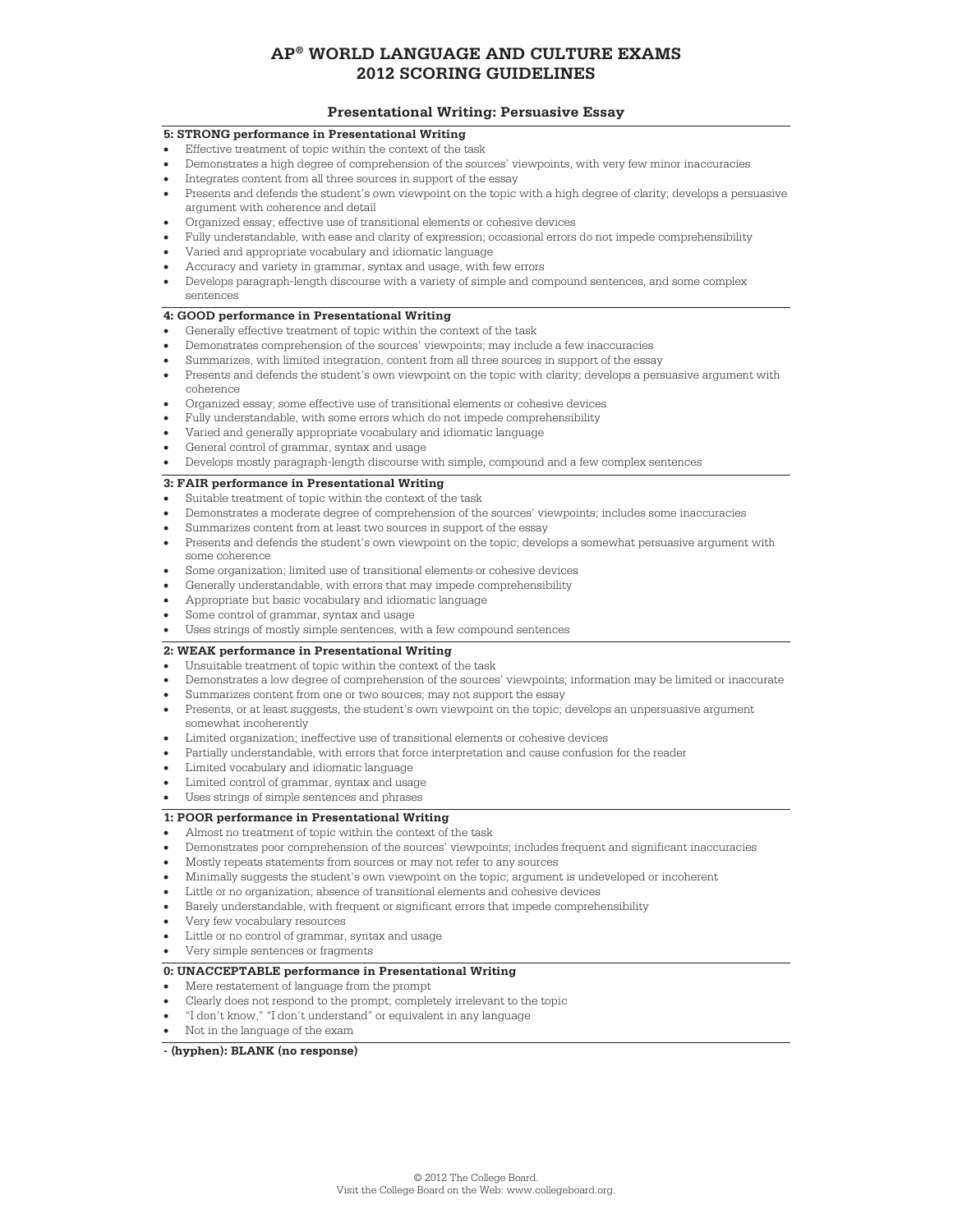# AP® WORLD LANGUAGE AND CULTURE EXAMS
# 2012 SCORING GUIDELINES

## Presentational Writing: Persuasive Essay

**5: STRONG performance in Presentational Writing**

- Effective treatment of topic within the context of the task
- Demonstrates a high degree of comprehension of the sources' viewpoints, with very few minor inaccuracies
- Integrates content from all three sources in support of the essay
- Presents and defends the student's own viewpoint on the topic with a high degree of clarity; develops a persuasive argument with coherence and detail
- Organized essay; effective use of transitional elements or cohesive devices
- Fully understandable, with ease and clarity of expression; occasional errors do not impede comprehensibility
- Varied and appropriate vocabulary and idiomatic language
- Accuracy and variety in grammar, syntax and usage, with few errors
- Develops paragraph-length discourse with a variety of simple and compound sentences, and some complex sentences

**4: GOOD performance in Presentational Writing**

- Generally effective treatment of topic within the context of the task
- Demonstrates comprehension of the sources' viewpoints; may include a few inaccuracies
- Summarizes, with limited integration, content from all three sources in support of the essay
- Presents and defends the student's own viewpoint on the topic with clarity; develops a persuasive argument with coherence
- Organized essay; some effective use of transitional elements or cohesive devices
- Fully understandable, with some errors which do not impede comprehensibility
- Varied and generally appropriate vocabulary and idiomatic language
- General control of grammar, syntax and usage
- Develops mostly paragraph-length discourse with simple, compound and a few complex sentences

**3: FAIR performance in Presentational Writing**

- Suitable treatment of topic within the context of the task
- Demonstrates a moderate degree of comprehension of the sources' viewpoints; includes some inaccuracies
- Summarizes content from at least two sources in support of the essay
- Presents and defends the student's own viewpoint on the topic; develops a somewhat persuasive argument with some coherence
- Some organization; limited use of transitional elements or cohesive devices
- Generally understandable, with errors that may impede comprehensibility
- Appropriate but basic vocabulary and idiomatic language
- Some control of grammar, syntax and usage
- Uses strings of mostly simple sentences, with a few compound sentences

**2: WEAK performance in Presentational Writing**

- Unsuitable treatment of topic within the context of the task
- Demonstrates a low degree of comprehension of the sources' viewpoints; information may be limited or inaccurate
- Summarizes content from one or two sources; may not support the essay
- Presents, or at least suggests, the student's own viewpoint on the topic; develops an unpersuasive argument somewhat incoherently
- Limited organization; ineffective use of transitional elements or cohesive devices
- Partially understandable, with errors that force interpretation and cause confusion for the reader
- Limited vocabulary and idiomatic language
- Limited control of grammar, syntax and usage
- Uses strings of simple sentences and phrases

**1: POOR performance in Presentational Writing**

- Almost no treatment of topic within the context of the task
- Demonstrates poor comprehension of the sources' viewpoints; includes frequent and significant inaccuracies
- Mostly repeats statements from sources or may not refer to any sources
- Minimally suggests the student's own viewpoint on the topic; argument is undeveloped or incoherent
- Little or no organization; absence of transitional elements and cohesive devices
- Barely understandable, with frequent or significant errors that impede comprehensibility
- Very few vocabulary resources
- Little or no control of grammar, syntax and usage
- Very simple sentences or fragments

**0: UNACCEPTABLE performance in Presentational Writing**

- Mere restatement of language from the prompt
- Clearly does not respond to the prompt; completely irrelevant to the topic
- "I don't know," "I don't understand" or equivalent in any language
- Not in the language of the exam

**- (hyphen): BLANK (no response)**

© 2012 The College Board.
Visit the College Board on the Web: www.collegeboard.org.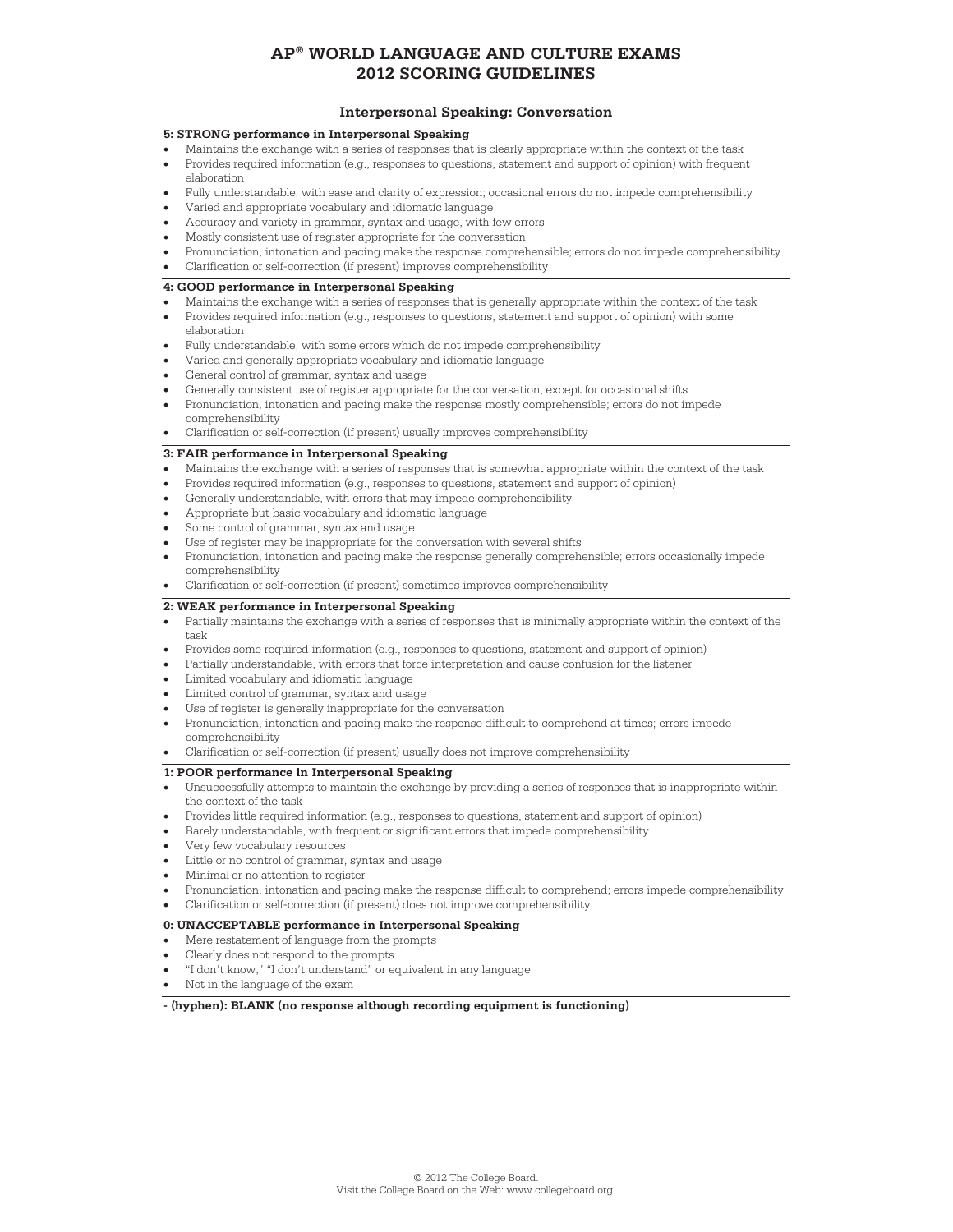# AP® WORLD LANGUAGE AND CULTURE EXAMS
# 2012 SCORING GUIDELINES

## Interpersonal Speaking: Conversation

**5: STRONG performance in Interpersonal Speaking**

- Maintains the exchange with a series of responses that is clearly appropriate within the context of the task
- Provides required information (e.g., responses to questions, statement and support of opinion) with frequent elaboration
- Fully understandable, with ease and clarity of expression; occasional errors do not impede comprehensibility
- Varied and appropriate vocabulary and idiomatic language
- Accuracy and variety in grammar, syntax and usage, with few errors
- Mostly consistent use of register appropriate for the conversation
- Pronunciation, intonation and pacing make the response comprehensible; errors do not impede comprehensibility
- Clarification or self-correction (if present) improves comprehensibility

**4: GOOD performance in Interpersonal Speaking**

- Maintains the exchange with a series of responses that is generally appropriate within the context of the task
- Provides required information (e.g., responses to questions, statement and support of opinion) with some elaboration
- Fully understandable, with some errors which do not impede comprehensibility
- Varied and generally appropriate vocabulary and idiomatic language
- General control of grammar, syntax and usage
- Generally consistent use of register appropriate for the conversation, except for occasional shifts
- Pronunciation, intonation and pacing make the response mostly comprehensible; errors do not impede comprehensibility
- Clarification or self-correction (if present) usually improves comprehensibility

**3: FAIR performance in Interpersonal Speaking**

- Maintains the exchange with a series of responses that is somewhat appropriate within the context of the task
- Provides required information (e.g., responses to questions, statement and support of opinion)
- Generally understandable, with errors that may impede comprehensibility
- Appropriate but basic vocabulary and idiomatic language
- Some control of grammar, syntax and usage
- Use of register may be inappropriate for the conversation with several shifts
- Pronunciation, intonation and pacing make the response generally comprehensible; errors occasionally impede comprehensibility
- Clarification or self-correction (if present) sometimes improves comprehensibility

**2: WEAK performance in Interpersonal Speaking**

- Partially maintains the exchange with a series of responses that is minimally appropriate within the context of the task
- Provides some required information (e.g., responses to questions, statement and support of opinion)
- Partially understandable, with errors that force interpretation and cause confusion for the listener
- Limited vocabulary and idiomatic language
- Limited control of grammar, syntax and usage
- Use of register is generally inappropriate for the conversation
- Pronunciation, intonation and pacing make the response difficult to comprehend at times; errors impede comprehensibility
- Clarification or self-correction (if present) usually does not improve comprehensibility

**1: POOR performance in Interpersonal Speaking**

- Unsuccessfully attempts to maintain the exchange by providing a series of responses that is inappropriate within the context of the task
- Provides little required information (e.g., responses to questions, statement and support of opinion)
- Barely understandable, with frequent or significant errors that impede comprehensibility
- Very few vocabulary resources
- Little or no control of grammar, syntax and usage
- Minimal or no attention to register
- Pronunciation, intonation and pacing make the response difficult to comprehend; errors impede comprehensibility
- Clarification or self-correction (if present) does not improve comprehensibility

**0: UNACCEPTABLE performance in Interpersonal Speaking**

- Mere restatement of language from the prompts
- Clearly does not respond to the prompts
- "I don't know," "I don't understand" or equivalent in any language
- Not in the language of the exam

**- (hyphen): BLANK (no response although recording equipment is functioning)**

© 2012 The College Board.
Visit the College Board on the Web: www.collegeboard.org.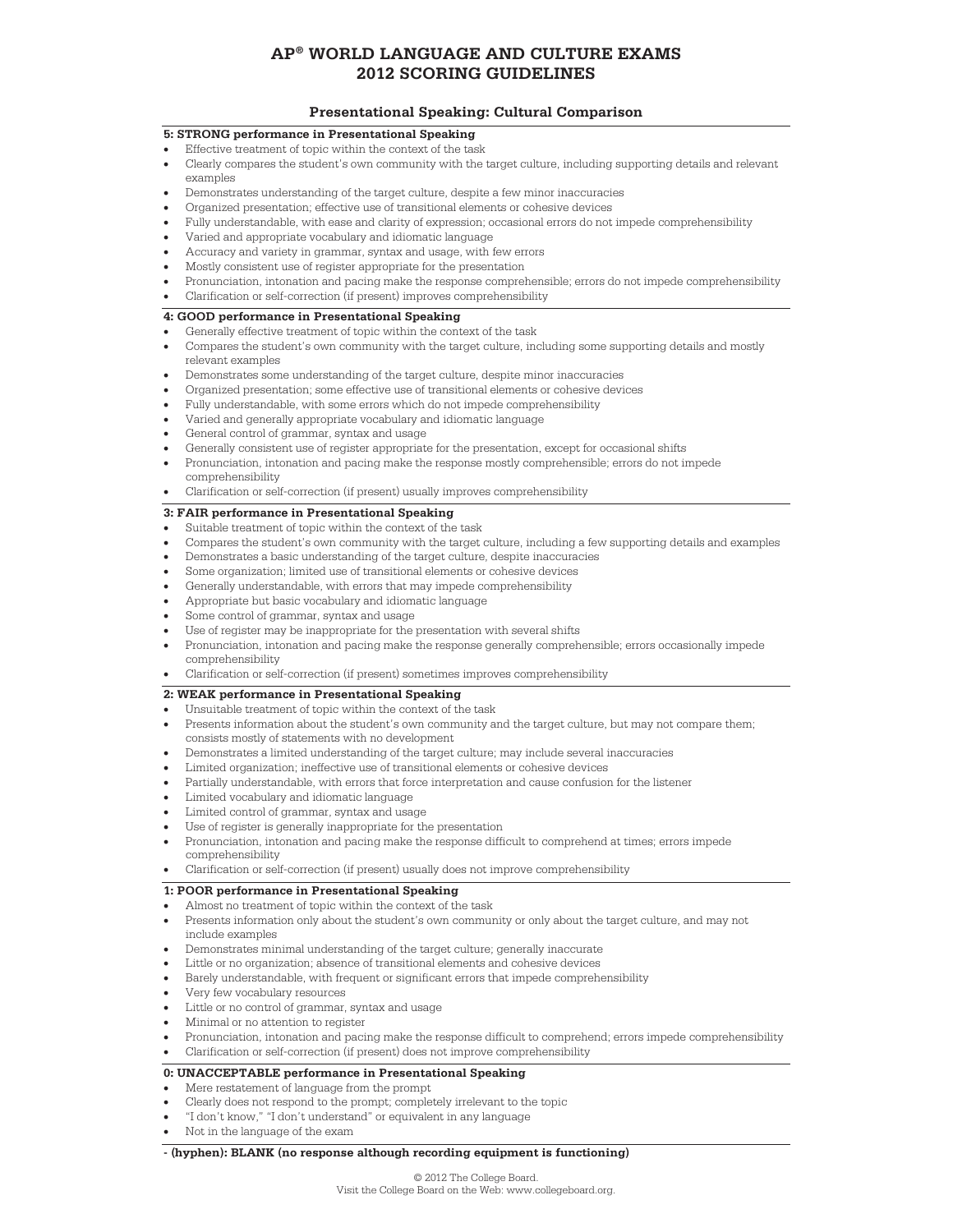# AP® WORLD LANGUAGE AND CULTURE EXAMS
# 2012 SCORING GUIDELINES

## Presentational Speaking: Cultural Comparison

**5: STRONG performance in Presentational Speaking**

- Effective treatment of topic within the context of the task
- Clearly compares the student's own community with the target culture, including supporting details and relevant examples
- Demonstrates understanding of the target culture, despite a few minor inaccuracies
- Organized presentation; effective use of transitional elements or cohesive devices
- Fully understandable, with ease and clarity of expression; occasional errors do not impede comprehensibility
- Varied and appropriate vocabulary and idiomatic language
- Accuracy and variety in grammar, syntax and usage, with few errors
- Mostly consistent use of register appropriate for the presentation
- Pronunciation, intonation and pacing make the response comprehensible; errors do not impede comprehensibility
- Clarification or self-correction (if present) improves comprehensibility

**4: GOOD performance in Presentational Speaking**

- Generally effective treatment of topic within the context of the task
- Compares the student's own community with the target culture, including some supporting details and mostly relevant examples
- Demonstrates some understanding of the target culture, despite minor inaccuracies
- Organized presentation; some effective use of transitional elements or cohesive devices
- Fully understandable, with some errors which do not impede comprehensibility
- Varied and generally appropriate vocabulary and idiomatic language
- General control of grammar, syntax and usage
- Generally consistent use of register appropriate for the presentation, except for occasional shifts
- Pronunciation, intonation and pacing make the response mostly comprehensible; errors do not impede comprehensibility
- Clarification or self-correction (if present) usually improves comprehensibility

**3: FAIR performance in Presentational Speaking**

- Suitable treatment of topic within the context of the task
- Compares the student's own community with the target culture, including a few supporting details and examples
- Demonstrates a basic understanding of the target culture, despite inaccuracies
- Some organization; limited use of transitional elements or cohesive devices
- Generally understandable, with errors that may impede comprehensibility
- Appropriate but basic vocabulary and idiomatic language
- Some control of grammar, syntax and usage
- Use of register may be inappropriate for the presentation with several shifts
- Pronunciation, intonation and pacing make the response generally comprehensible; errors occasionally impede comprehensibility
- Clarification or self-correction (if present) sometimes improves comprehensibility

**2: WEAK performance in Presentational Speaking**

- Unsuitable treatment of topic within the context of the task
- Presents information about the student's own community and the target culture, but may not compare them; consists mostly of statements with no development
- Demonstrates a limited understanding of the target culture; may include several inaccuracies
- Limited organization; ineffective use of transitional elements or cohesive devices
- Partially understandable, with errors that force interpretation and cause confusion for the listener
- Limited vocabulary and idiomatic language
- Limited control of grammar, syntax and usage
- Use of register is generally inappropriate for the presentation
- Pronunciation, intonation and pacing make the response difficult to comprehend at times; errors impede comprehensibility
- Clarification or self-correction (if present) usually does not improve comprehensibility

**1: POOR performance in Presentational Speaking**

- Almost no treatment of topic within the context of the task
- Presents information only about the student's own community or only about the target culture, and may not include examples
- Demonstrates minimal understanding of the target culture; generally inaccurate
- Little or no organization; absence of transitional elements and cohesive devices
- Barely understandable, with frequent or significant errors that impede comprehensibility
- Very few vocabulary resources
- Little or no control of grammar, syntax and usage
- Minimal or no attention to register
- Pronunciation, intonation and pacing make the response difficult to comprehend; errors impede comprehensibility
- Clarification or self-correction (if present) does not improve comprehensibility

**0: UNACCEPTABLE performance in Presentational Speaking**

- Mere restatement of language from the prompt
- Clearly does not respond to the prompt; completely irrelevant to the topic
- "I don't know," "I don't understand" or equivalent in any language
- Not in the language of the exam

**- (hyphen): BLANK (no response although recording equipment is functioning)**

© 2012 The College Board.
Visit the College Board on the Web: www.collegeboard.org.